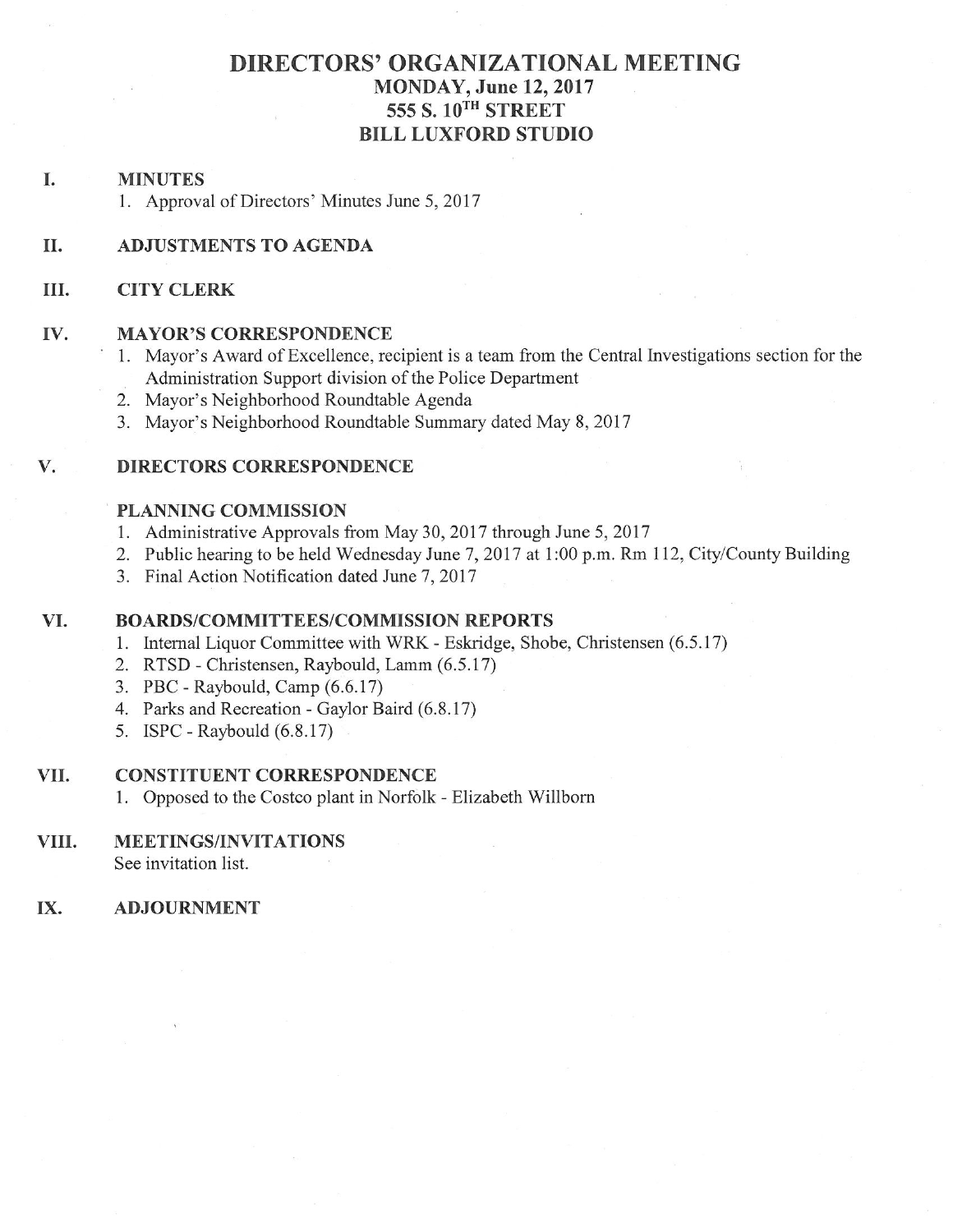# DIRECTORS' ORGANIZATIONAL MEETING
## MONDAY, June 12, 2017
## 555 S. 10TH STREET
## BILL LUXFORD STUDIO

### I. MINUTES

1. Approval of Directors' Minutes June 5, 2017

### II. ADJUSTMENTS TO AGENDA

### III. CITY CLERK

### IV. MAYOR'S CORRESPONDENCE

1. Mayor's Award of Excellence, recipient is a team from the Central Investigations section for the Administration Support division of the Police Department
2. Mayor's Neighborhood Roundtable Agenda
3. Mayor's Neighborhood Roundtable Summary dated May 8, 2017

### V. DIRECTORS CORRESPONDENCE

**PLANNING COMMISSION**

1. Administrative Approvals from May 30, 2017 through June 5, 2017
2. Public hearing to be held Wednesday June 7, 2017 at 1:00 p.m. Rm 112, City/County Building
3. Final Action Notification dated June 7, 2017

### VI. BOARDS/COMMITTEES/COMMISSION REPORTS

1. Internal Liquor Committee with WRK - Eskridge, Shobe, Christensen (6.5.17)
2. RTSD - Christensen, Raybould, Lamm (6.5.17)
3. PBC - Raybould, Camp (6.6.17)
4. Parks and Recreation - Gaylor Baird (6.8.17)
5. ISPC - Raybould (6.8.17)

### VII. CONSTITUENT CORRESPONDENCE

1. Opposed to the Costco plant in Norfolk - Elizabeth Willborn

### VIII. MEETINGS/INVITATIONS

See invitation list.

### IX. ADJOURNMENT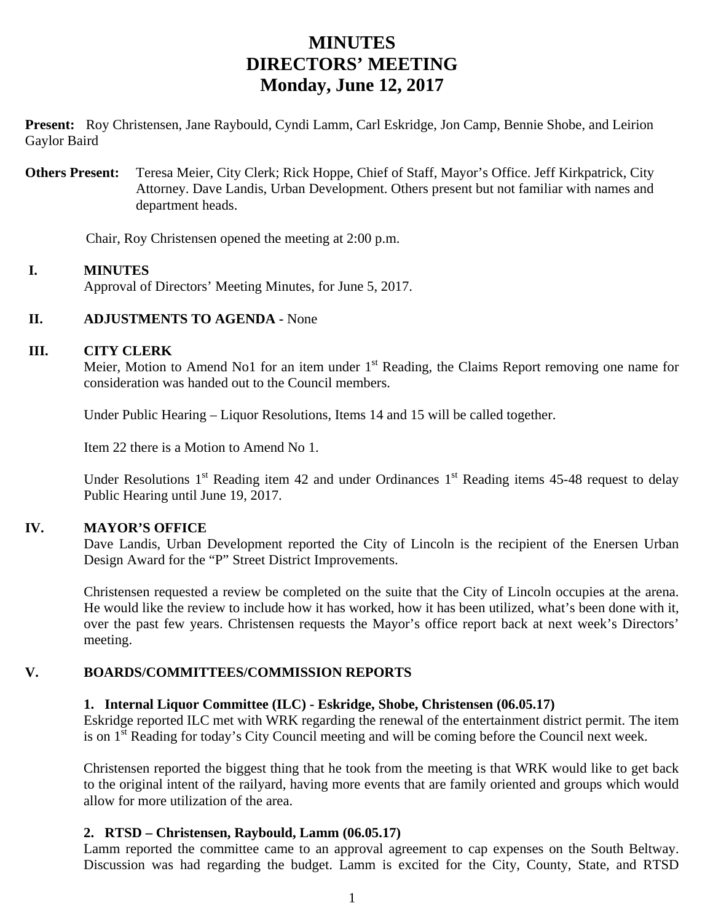# MINUTES
# DIRECTORS' MEETING
# Monday, June 12, 2017

**Present:** Roy Christensen, Jane Raybould, Cyndi Lamm, Carl Eskridge, Jon Camp, Bennie Shobe, and Leirion Gaylor Baird

**Others Present:** Teresa Meier, City Clerk; Rick Hoppe, Chief of Staff, Mayor's Office. Jeff Kirkpatrick, City Attorney. Dave Landis, Urban Development. Others present but not familiar with names and department heads.

Chair, Roy Christensen opened the meeting at 2:00 p.m.

## I. MINUTES

Approval of Directors' Meeting Minutes, for June 5, 2017.

## II. ADJUSTMENTS TO AGENDA - None

## III. CITY CLERK

Meier, Motion to Amend No1 for an item under 1st Reading, the Claims Report removing one name for consideration was handed out to the Council members.

Under Public Hearing – Liquor Resolutions, Items 14 and 15 will be called together.

Item 22 there is a Motion to Amend No 1.

Under Resolutions 1st Reading item 42 and under Ordinances 1st Reading items 45-48 request to delay Public Hearing until June 19, 2017.

## IV. MAYOR'S OFFICE

Dave Landis, Urban Development reported the City of Lincoln is the recipient of the Enersen Urban Design Award for the "P" Street District Improvements.

Christensen requested a review be completed on the suite that the City of Lincoln occupies at the arena. He would like the review to include how it has worked, how it has been utilized, what's been done with it, over the past few years. Christensen requests the Mayor's office report back at next week's Directors' meeting.

## V. BOARDS/COMMITTEES/COMMISSION REPORTS

### 1. Internal Liquor Committee (ILC) - Eskridge, Shobe, Christensen (06.05.17)

Eskridge reported ILC met with WRK regarding the renewal of the entertainment district permit. The item is on 1st Reading for today's City Council meeting and will be coming before the Council next week.

Christensen reported the biggest thing that he took from the meeting is that WRK would like to get back to the original intent of the railyard, having more events that are family oriented and groups which would allow for more utilization of the area.

### 2. RTSD – Christensen, Raybould, Lamm (06.05.17)

Lamm reported the committee came to an approval agreement to cap expenses on the South Beltway. Discussion was had regarding the budget. Lamm is excited for the City, County, State, and RTSD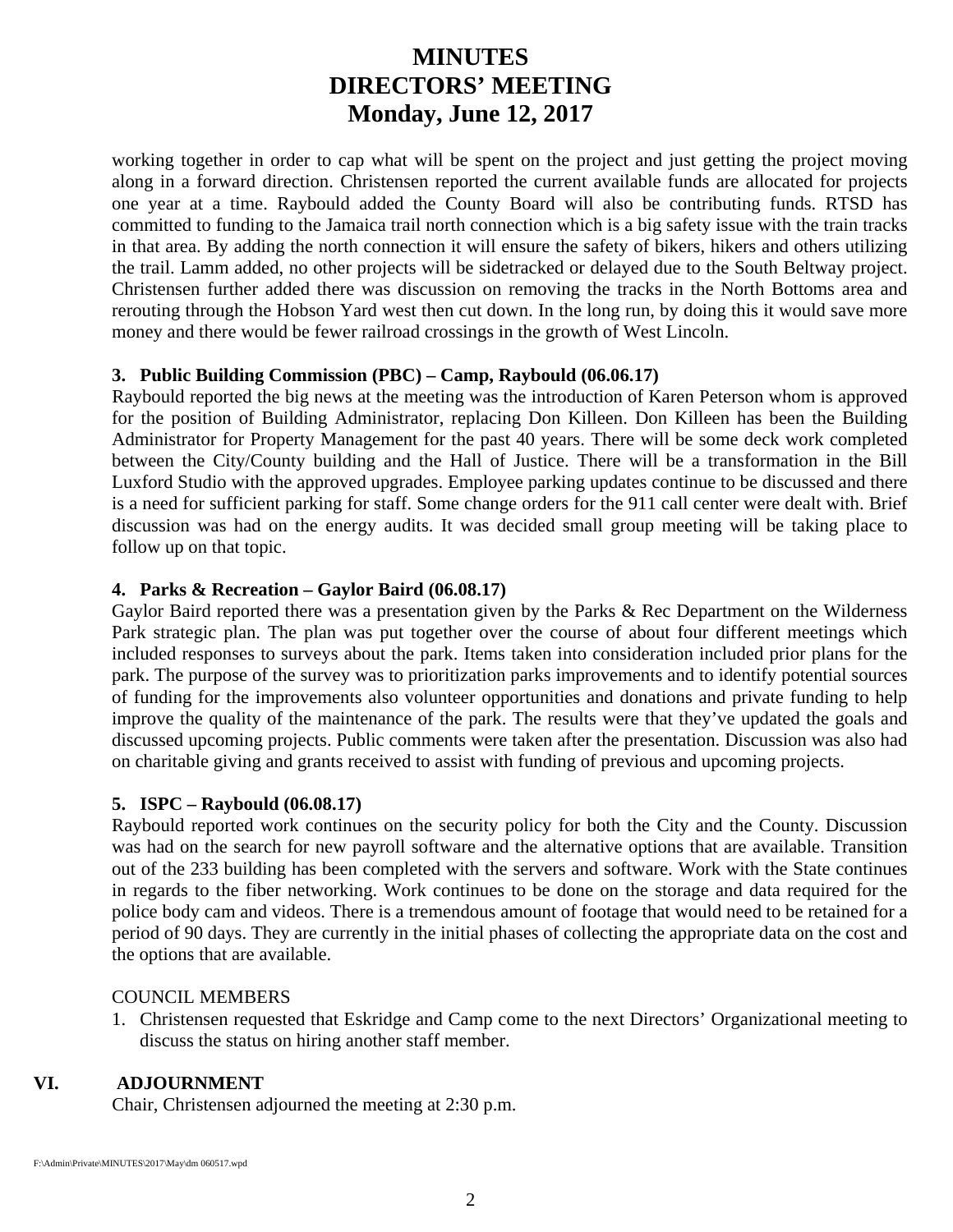# MINUTES
# DIRECTORS' MEETING
# Monday, June 12, 2017

working together in order to cap what will be spent on the project and just getting the project moving along in a forward direction. Christensen reported the current available funds are allocated for projects one year at a time. Raybould added the County Board will also be contributing funds. RTSD has committed to funding to the Jamaica trail north connection which is a big safety issue with the train tracks in that area. By adding the north connection it will ensure the safety of bikers, hikers and others utilizing the trail. Lamm added, no other projects will be sidetracked or delayed due to the South Beltway project. Christensen further added there was discussion on removing the tracks in the North Bottoms area and rerouting through the Hobson Yard west then cut down. In the long run, by doing this it would save more money and there would be fewer railroad crossings in the growth of West Lincoln.

**3. Public Building Commission (PBC) – Camp, Raybould (06.06.17)**

Raybould reported the big news at the meeting was the introduction of Karen Peterson whom is approved for the position of Building Administrator, replacing Don Killeen. Don Killeen has been the Building Administrator for Property Management for the past 40 years. There will be some deck work completed between the City/County building and the Hall of Justice. There will be a transformation in the Bill Luxford Studio with the approved upgrades. Employee parking updates continue to be discussed and there is a need for sufficient parking for staff. Some change orders for the 911 call center were dealt with. Brief discussion was had on the energy audits. It was decided small group meeting will be taking place to follow up on that topic.

**4. Parks & Recreation – Gaylor Baird (06.08.17)**

Gaylor Baird reported there was a presentation given by the Parks & Rec Department on the Wilderness Park strategic plan. The plan was put together over the course of about four different meetings which included responses to surveys about the park. Items taken into consideration included prior plans for the park. The purpose of the survey was to prioritization parks improvements and to identify potential sources of funding for the improvements also volunteer opportunities and donations and private funding to help improve the quality of the maintenance of the park. The results were that they've updated the goals and discussed upcoming projects. Public comments were taken after the presentation. Discussion was also had on charitable giving and grants received to assist with funding of previous and upcoming projects.

**5. ISPC – Raybould (06.08.17)**

Raybould reported work continues on the security policy for both the City and the County. Discussion was had on the search for new payroll software and the alternative options that are available. Transition out of the 233 building has been completed with the servers and software. Work with the State continues in regards to the fiber networking. Work continues to be done on the storage and data required for the police body cam and videos. There is a tremendous amount of footage that would need to be retained for a period of 90 days. They are currently in the initial phases of collecting the appropriate data on the cost and the options that are available.

COUNCIL MEMBERS

1. Christensen requested that Eskridge and Camp come to the next Directors' Organizational meeting to discuss the status on hiring another staff member.

## VI. ADJOURNMENT

Chair, Christensen adjourned the meeting at 2:30 p.m.

F:\Admin\Private\MINUTES\2017\May\dm 060517.wpd